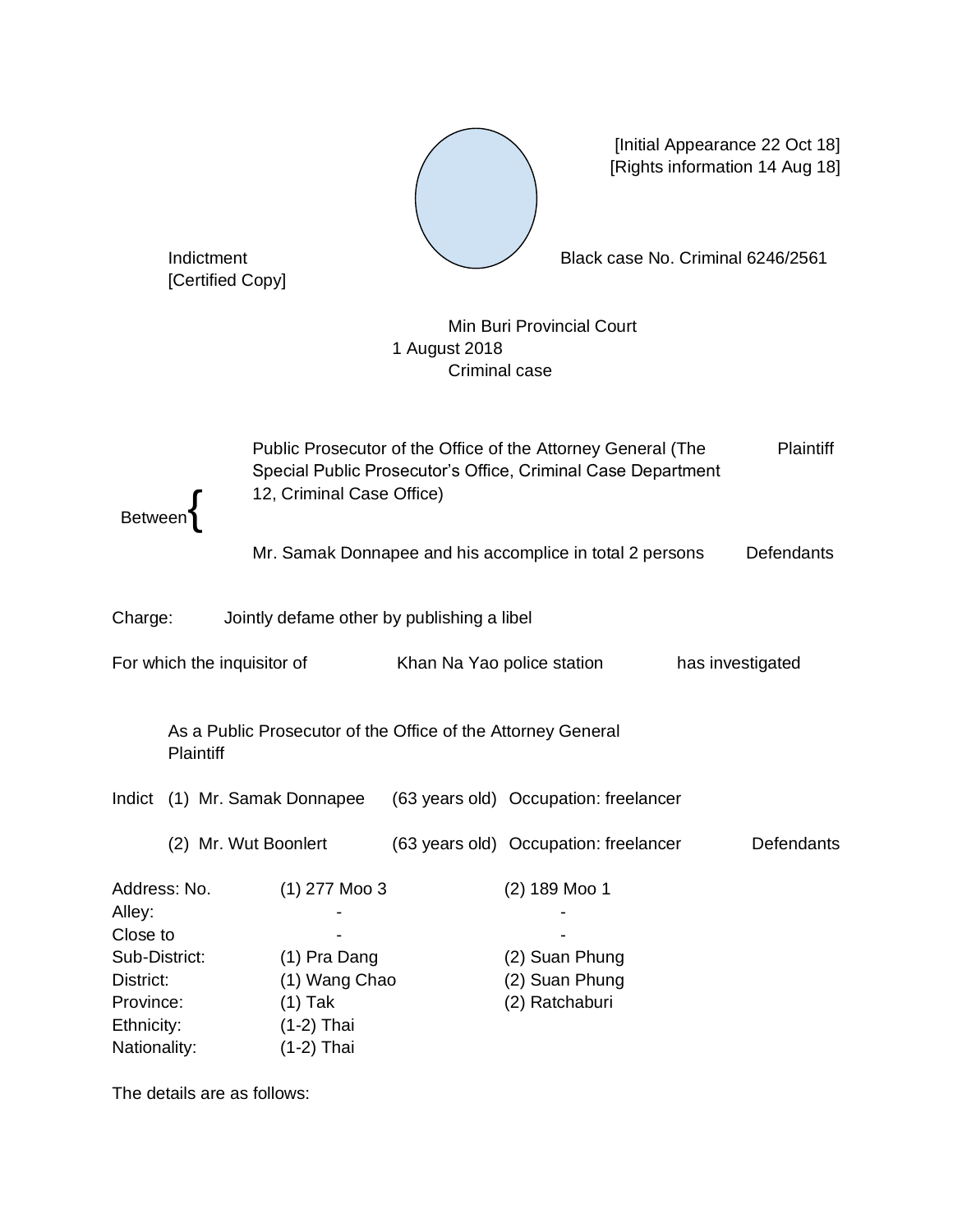[Initial Appearance 22 Oct 18]
[Rights information 14 Aug 18]

Indictment
[Certified Copy]

Black case No. Criminal 6246/2561

Min Buri Provincial Court
1 August 2018
Criminal case

| | | |
|---|---|---|
| Between | Public Prosecutor of the Office of the Attorney General (The Special Public Prosecutor's Office, Criminal Case Department 12, Criminal Case Office) | Plaintiff |
| | Mr. Samak Donnapee and his accomplice in total 2 persons | Defendants |

Charge: Jointly defame other by publishing a libel

For which the inquisitor of Khan Na Yao police station has investigated

As a Public Prosecutor of the Office of the Attorney General Plaintiff

Indict (1) Mr. Samak Donnapee (63 years old) Occupation: freelancer

(2) Mr. Wut Boonlert (63 years old) Occupation: freelancer Defendants

| | | |
|---|---|---|
| Address: No. | (1) 277 Moo 3 | (2) 189 Moo 1 |
| Alley: | - | - |
| Close to | - | - |
| Sub-District: | (1) Pra Dang | (2) Suan Phung |
| District: | (1) Wang Chao | (2) Suan Phung |
| Province: | (1) Tak | (2) Ratchaburi |
| Ethnicity: | (1-2) Thai | |
| Nationality: | (1-2) Thai | |

The details are as follows: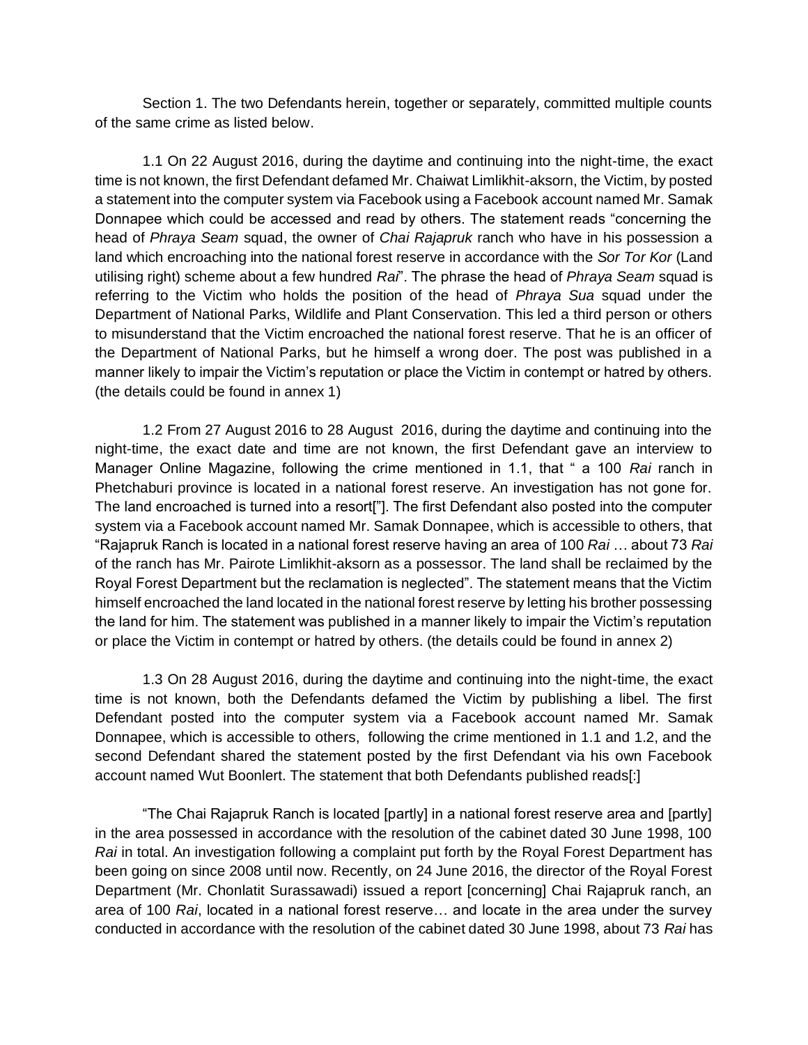Section 1. The two Defendants herein, together or separately, committed multiple counts of the same crime as listed below.

1.1 On 22 August 2016, during the daytime and continuing into the night-time, the exact time is not known, the first Defendant defamed Mr. Chaiwat Limlikhit-aksorn, the Victim, by posted a statement into the computer system via Facebook using a Facebook account named Mr. Samak Donnapee which could be accessed and read by others. The statement reads "concerning the head of *Phraya Seam* squad, the owner of *Chai Rajapruk* ranch who have in his possession a land which encroaching into the national forest reserve in accordance with the *Sor Tor Kor* (Land utilising right) scheme about a few hundred *Rai*". The phrase the head of *Phraya Seam* squad is referring to the Victim who holds the position of the head of *Phraya Sua* squad under the Department of National Parks, Wildlife and Plant Conservation. This led a third person or others to misunderstand that the Victim encroached the national forest reserve. That he is an officer of the Department of National Parks, but he himself a wrong doer. The post was published in a manner likely to impair the Victim's reputation or place the Victim in contempt or hatred by others. (the details could be found in annex 1)

1.2 From 27 August 2016 to 28 August 2016, during the daytime and continuing into the night-time, the exact date and time are not known, the first Defendant gave an interview to Manager Online Magazine, following the crime mentioned in 1.1, that " a 100 *Rai* ranch in Phetchaburi province is located in a national forest reserve. An investigation has not gone for. The land encroached is turned into a resort["]. The first Defendant also posted into the computer system via a Facebook account named Mr. Samak Donnapee, which is accessible to others, that "Rajapruk Ranch is located in a national forest reserve having an area of 100 *Rai* … about 73 *Rai* of the ranch has Mr. Pairote Limlikhit-aksorn as a possessor. The land shall be reclaimed by the Royal Forest Department but the reclamation is neglected". The statement means that the Victim himself encroached the land located in the national forest reserve by letting his brother possessing the land for him. The statement was published in a manner likely to impair the Victim's reputation or place the Victim in contempt or hatred by others. (the details could be found in annex 2)

1.3 On 28 August 2016, during the daytime and continuing into the night-time, the exact time is not known, both the Defendants defamed the Victim by publishing a libel. The first Defendant posted into the computer system via a Facebook account named Mr. Samak Donnapee, which is accessible to others, following the crime mentioned in 1.1 and 1.2, and the second Defendant shared the statement posted by the first Defendant via his own Facebook account named Wut Boonlert. The statement that both Defendants published reads[:]

"The Chai Rajapruk Ranch is located [partly] in a national forest reserve area and [partly] in the area possessed in accordance with the resolution of the cabinet dated 30 June 1998, 100 *Rai* in total. An investigation following a complaint put forth by the Royal Forest Department has been going on since 2008 until now. Recently, on 24 June 2016, the director of the Royal Forest Department (Mr. Chonlatit Surassawadi) issued a report [concerning] Chai Rajapruk ranch, an area of 100 *Rai*, located in a national forest reserve… and locate in the area under the survey conducted in accordance with the resolution of the cabinet dated 30 June 1998, about 73 *Rai* has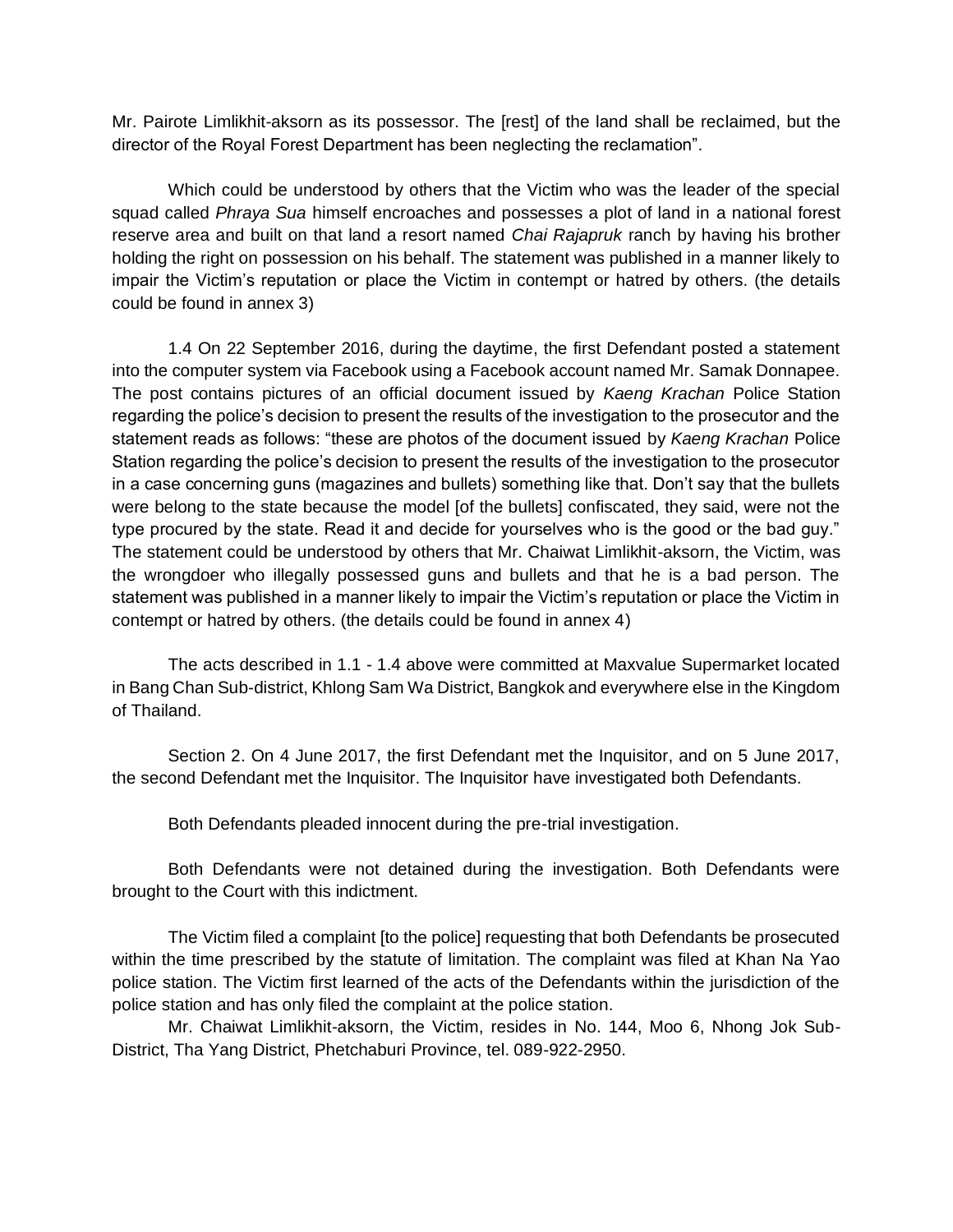Mr. Pairote Limlikhit-aksorn as its possessor. The [rest] of the land shall be reclaimed, but the director of the Royal Forest Department has been neglecting the reclamation".

Which could be understood by others that the Victim who was the leader of the special squad called *Phraya Sua* himself encroaches and possesses a plot of land in a national forest reserve area and built on that land a resort named *Chai Rajapruk* ranch by having his brother holding the right on possession on his behalf. The statement was published in a manner likely to impair the Victim's reputation or place the Victim in contempt or hatred by others. (the details could be found in annex 3)

1.4 On 22 September 2016, during the daytime, the first Defendant posted a statement into the computer system via Facebook using a Facebook account named Mr. Samak Donnapee. The post contains pictures of an official document issued by *Kaeng Krachan* Police Station regarding the police's decision to present the results of the investigation to the prosecutor and the statement reads as follows: "these are photos of the document issued by *Kaeng Krachan* Police Station regarding the police's decision to present the results of the investigation to the prosecutor in a case concerning guns (magazines and bullets) something like that. Don't say that the bullets were belong to the state because the model [of the bullets] confiscated, they said, were not the type procured by the state. Read it and decide for yourselves who is the good or the bad guy." The statement could be understood by others that Mr. Chaiwat Limlikhit-aksorn, the Victim, was the wrongdoer who illegally possessed guns and bullets and that he is a bad person. The statement was published in a manner likely to impair the Victim's reputation or place the Victim in contempt or hatred by others. (the details could be found in annex 4)

The acts described in 1.1 - 1.4 above were committed at Maxvalue Supermarket located in Bang Chan Sub-district, Khlong Sam Wa District, Bangkok and everywhere else in the Kingdom of Thailand.

Section 2. On 4 June 2017, the first Defendant met the Inquisitor, and on 5 June 2017, the second Defendant met the Inquisitor. The Inquisitor have investigated both Defendants.

Both Defendants pleaded innocent during the pre-trial investigation.

Both Defendants were not detained during the investigation. Both Defendants were brought to the Court with this indictment.

The Victim filed a complaint [to the police] requesting that both Defendants be prosecuted within the time prescribed by the statute of limitation. The complaint was filed at Khan Na Yao police station. The Victim first learned of the acts of the Defendants within the jurisdiction of the police station and has only filed the complaint at the police station.

Mr. Chaiwat Limlikhit-aksorn, the Victim, resides in No. 144, Moo 6, Nhong Jok Sub-District, Tha Yang District, Phetchaburi Province, tel. 089-922-2950.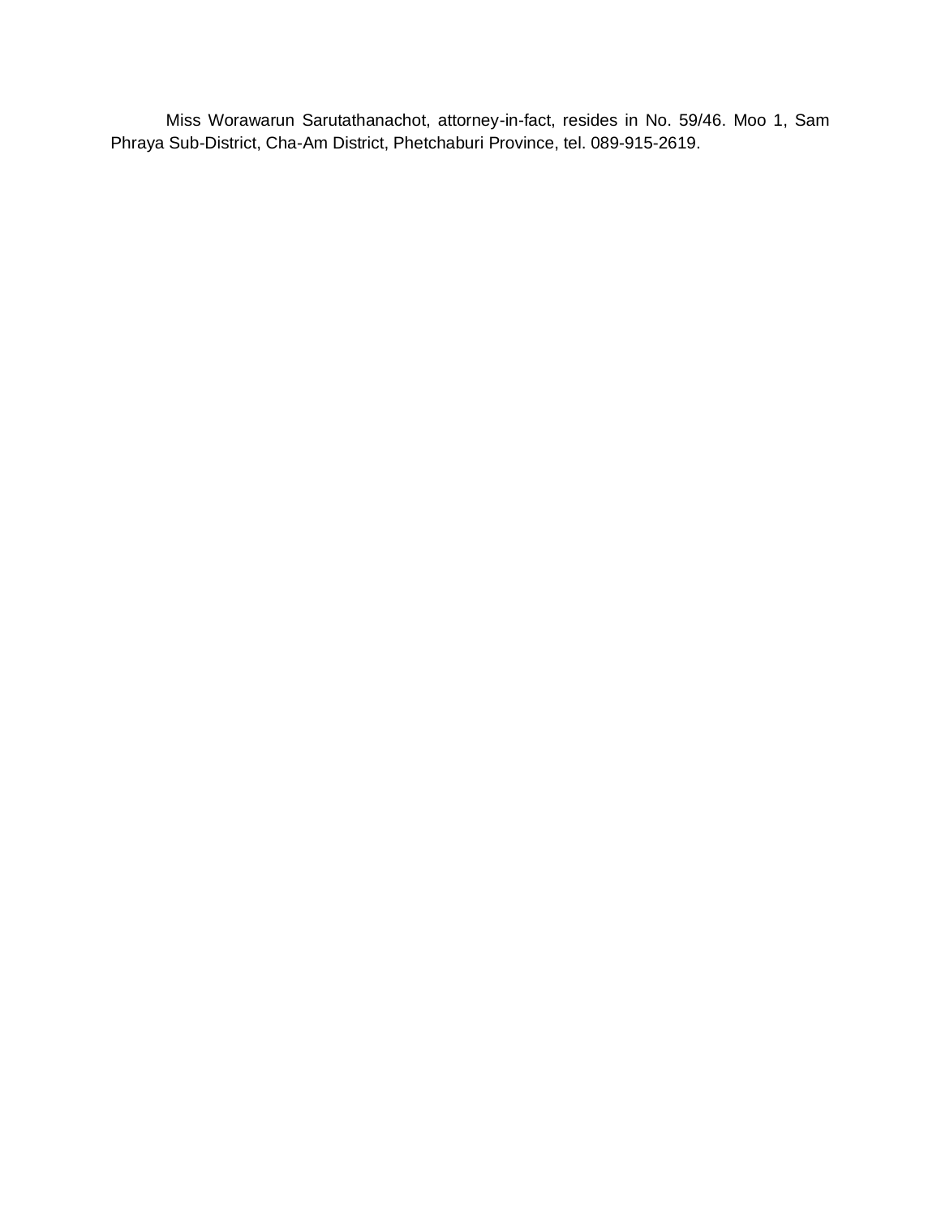Miss Worawarun Sarutathanachot, attorney-in-fact, resides in No. 59/46. Moo 1, Sam Phraya Sub-District, Cha-Am District, Phetchaburi Province, tel. 089-915-2619.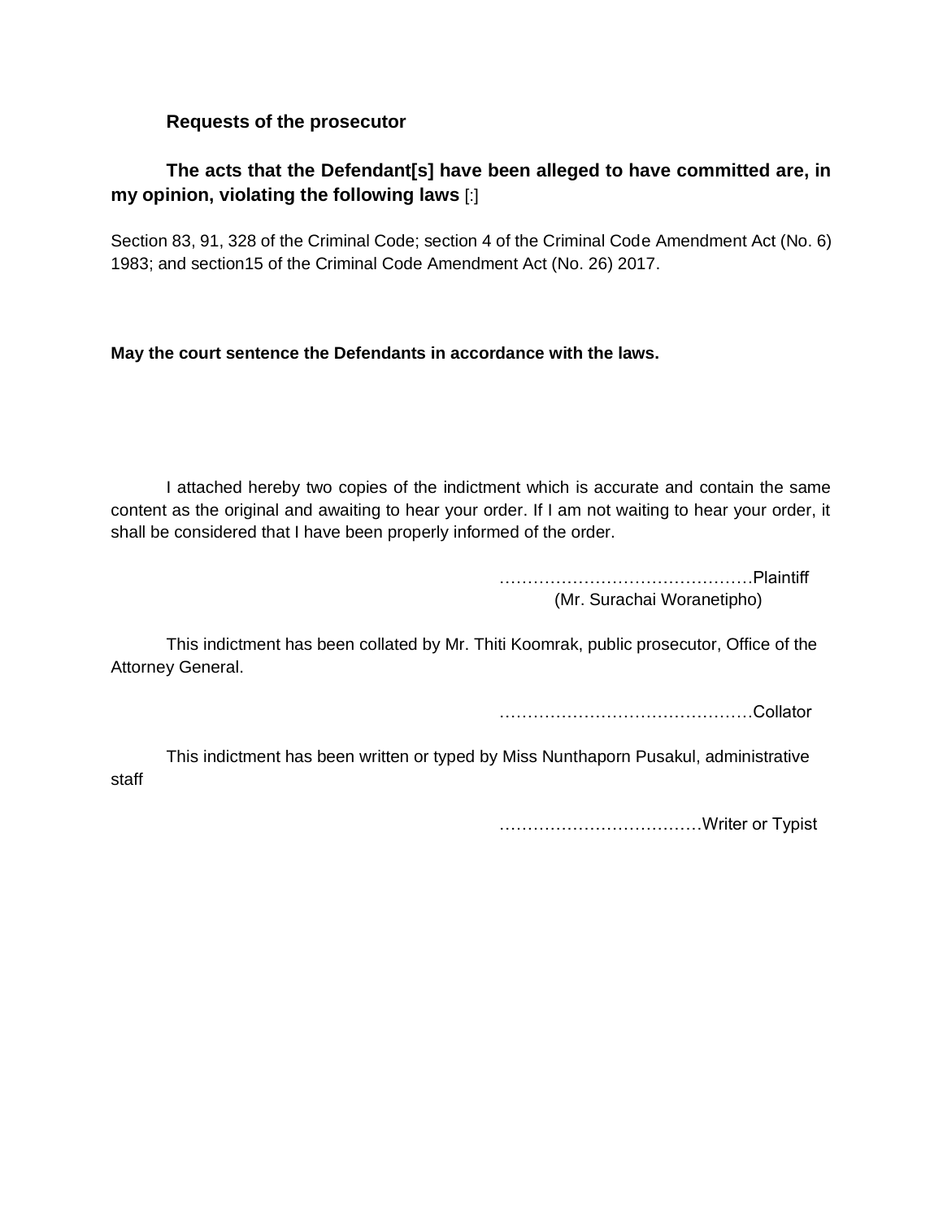**Requests of the prosecutor**

**The acts that the Defendant[s] have been alleged to have committed are, in my opinion, violating the following laws** [:]

Section 83, 91, 328 of the Criminal Code; section 4 of the Criminal Code Amendment Act (No. 6) 1983; and section15 of the Criminal Code Amendment Act (No. 26) 2017.

**May the court sentence the Defendants in accordance with the laws.**

I attached hereby two copies of the indictment which is accurate and contain the same content as the original and awaiting to hear your order. If I am not waiting to hear your order, it shall be considered that I have been properly informed of the order.

………………………………………Plaintiff
(Mr. Surachai Woranetipho)

This indictment has been collated by Mr. Thiti Koomrak, public prosecutor, Office of the Attorney General.

………………………………………Collator

This indictment has been written or typed by Miss Nunthaporn Pusakul, administrative staff

………………………………Writer or Typist